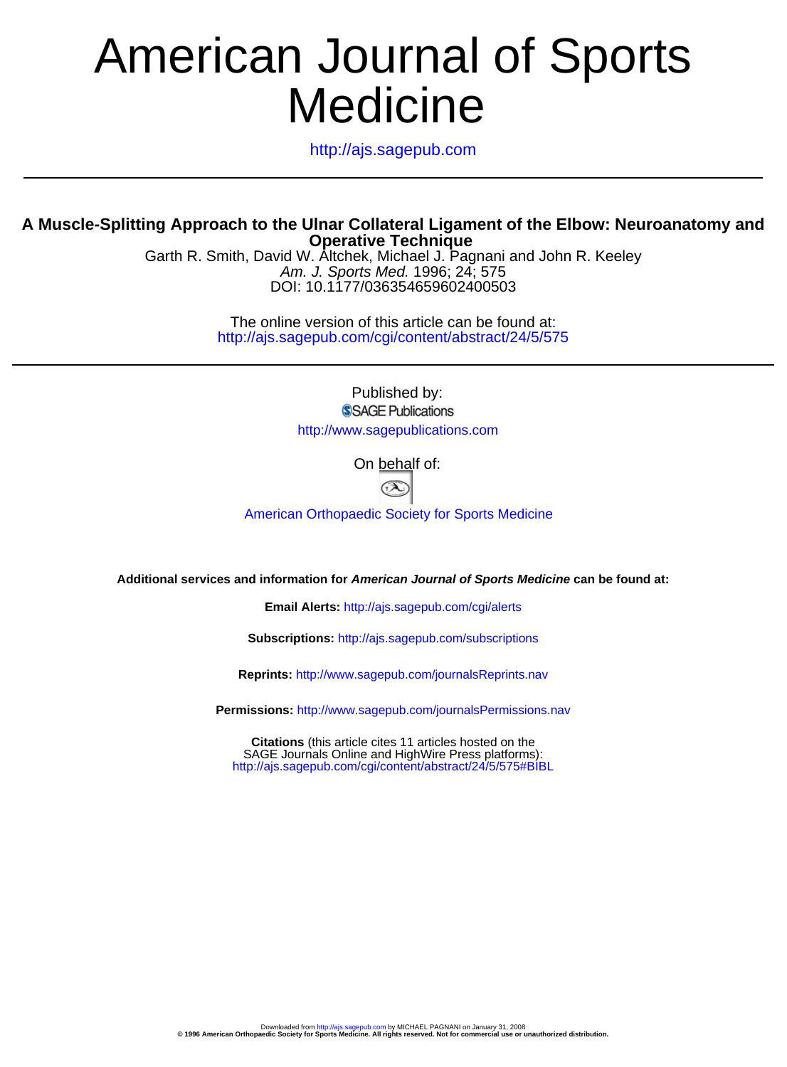# American Journal of Sports Medicine

http://ajs.sagepub.com

## A Muscle-Splitting Approach to the Ulnar Collateral Ligament of the Elbow: Neuroanatomy and Operative Technique

Garth R. Smith, David W. Altchek, Michael J. Pagnani and John R. Keeley
*Am. J. Sports Med.* 1996; 24; 575
DOI: 10.1177/036354659602400503

The online version of this article can be found at:
http://ajs.sagepub.com/cgi/content/abstract/24/5/575

Published by:
SAGE Publications
http://www.sagepublications.com

On behalf of:

American Orthopaedic Society for Sports Medicine

**Additional services and information for *American Journal of Sports Medicine* can be found at:**

**Email Alerts:** http://ajs.sagepub.com/cgi/alerts

**Subscriptions:** http://ajs.sagepub.com/subscriptions

**Reprints:** http://www.sagepub.com/journalsReprints.nav

**Permissions:** http://www.sagepub.com/journalsPermissions.nav

**Citations** (this article cites 11 articles hosted on the SAGE Journals Online and HighWire Press platforms):
http://ajs.sagepub.com/cgi/content/abstract/24/5/575#BIBL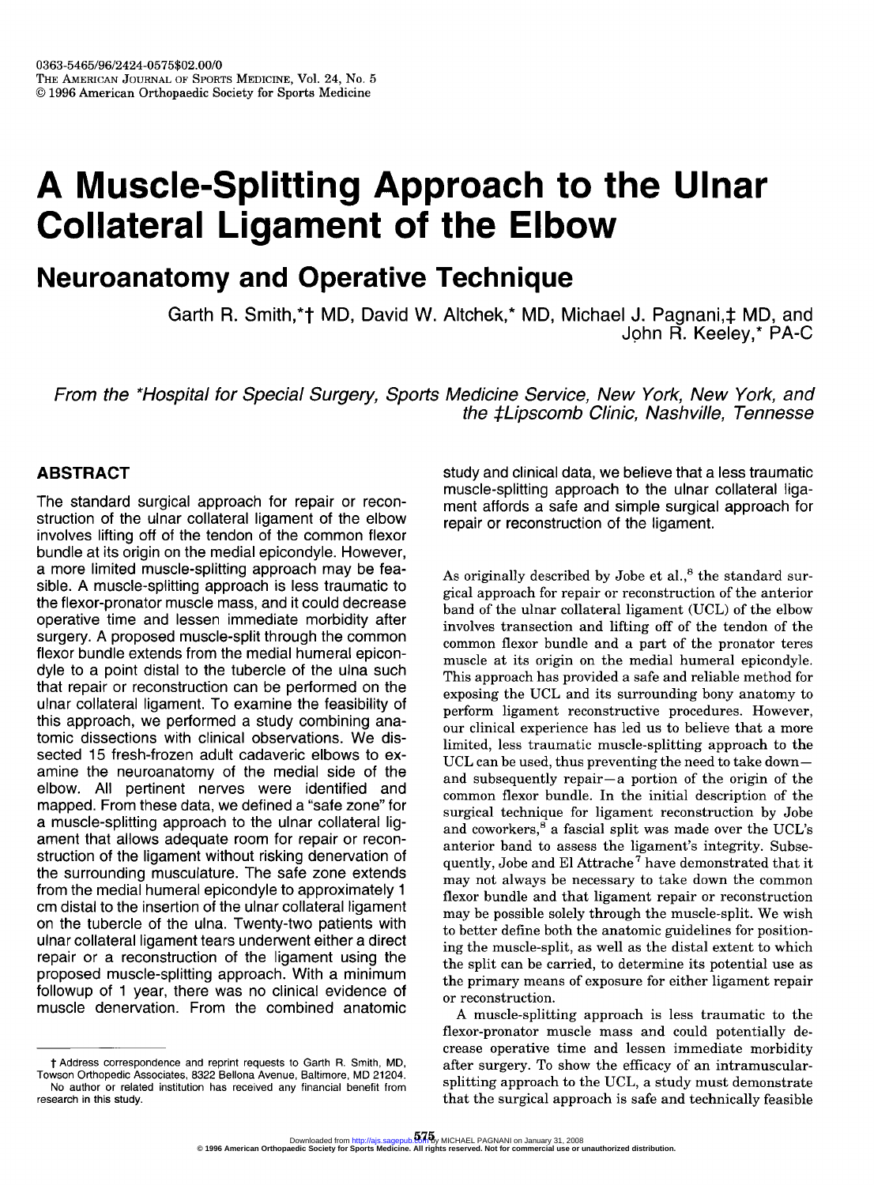# A Muscle-Splitting Approach to the Ulnar Collateral Ligament of the Elbow

## Neuroanatomy and Operative Technique

Garth R. Smith,*† MD, David W. Altchek,* MD, Michael J. Pagnani,‡ MD, and John R. Keeley,* PA-C

*From the \*Hospital for Special Surgery, Sports Medicine Service, New York, New York, and the ‡Lipscomb Clinic, Nashville, Tennesse*

## ABSTRACT

The standard surgical approach for repair or reconstruction of the ulnar collateral ligament of the elbow involves lifting off of the tendon of the common flexor bundle at its origin on the medial epicondyle. However, a more limited muscle-splitting approach may be feasible. A muscle-splitting approach is less traumatic to the flexor-pronator muscle mass, and it could decrease operative time and lessen immediate morbidity after surgery. A proposed muscle-split through the common flexor bundle extends from the medial humeral epicondyle to a point distal to the tubercle of the ulna such that repair or reconstruction can be performed on the ulnar collateral ligament. To examine the feasibility of this approach, we performed a study combining anatomic dissections with clinical observations. We dissected 15 fresh-frozen adult cadaveric elbows to examine the neuroanatomy of the medial side of the elbow. All pertinent nerves were identified and mapped. From these data, we defined a "safe zone" for a muscle-splitting approach to the ulnar collateral ligament that allows adequate room for repair or reconstruction of the ligament without risking denervation of the surrounding musculature. The safe zone extends from the medial humeral epicondyle to approximately 1 cm distal to the insertion of the ulnar collateral ligament on the tubercle of the ulna. Twenty-two patients with ulnar collateral ligament tears underwent either a direct repair or a reconstruction of the ligament using the proposed muscle-splitting approach. With a minimum followup of 1 year, there was no clinical evidence of muscle denervation. From the combined anatomic study and clinical data, we believe that a less traumatic muscle-splitting approach to the ulnar collateral ligament affords a safe and simple surgical approach for repair or reconstruction of the ligament.

As originally described by Jobe et al.,[8] the standard surgical approach for repair or reconstruction of the anterior band of the ulnar collateral ligament (UCL) of the elbow involves transection and lifting off of the tendon of the common flexor bundle and a part of the pronator teres muscle at its origin on the medial humeral epicondyle. This approach has provided a safe and reliable method for exposing the UCL and its surrounding bony anatomy to perform ligament reconstructive procedures. However, our clinical experience has led us to believe that a more limited, less traumatic muscle-splitting approach to the UCL can be used, thus preventing the need to take down—and subsequently repair—a portion of the origin of the common flexor bundle. In the initial description of the surgical technique for ligament reconstruction by Jobe and coworkers,[8] a fascial split was made over the UCL's anterior band to assess the ligament's integrity. Subsequently, Jobe and El Attrache[7] have demonstrated that it may not always be necessary to take down the common flexor bundle and that ligament repair or reconstruction may be possible solely through the muscle-split. We wish to better define both the anatomic guidelines for positioning the muscle-split, as well as the distal extent to which the split can be carried, to determine its potential use as the primary means of exposure for either ligament repair or reconstruction.

A muscle-splitting approach is less traumatic to the flexor-pronator muscle mass and could potentially decrease operative time and lessen immediate morbidity after surgery. To show the efficacy of an intramuscular-splitting approach to the UCL, a study must demonstrate that the surgical approach is safe and technically feasible

† Address correspondence and reprint requests to Garth R. Smith, MD, Towson Orthopedic Associates, 8322 Bellona Avenue, Baltimore, MD 21204.

No author or related institution has received any financial benefit from research in this study.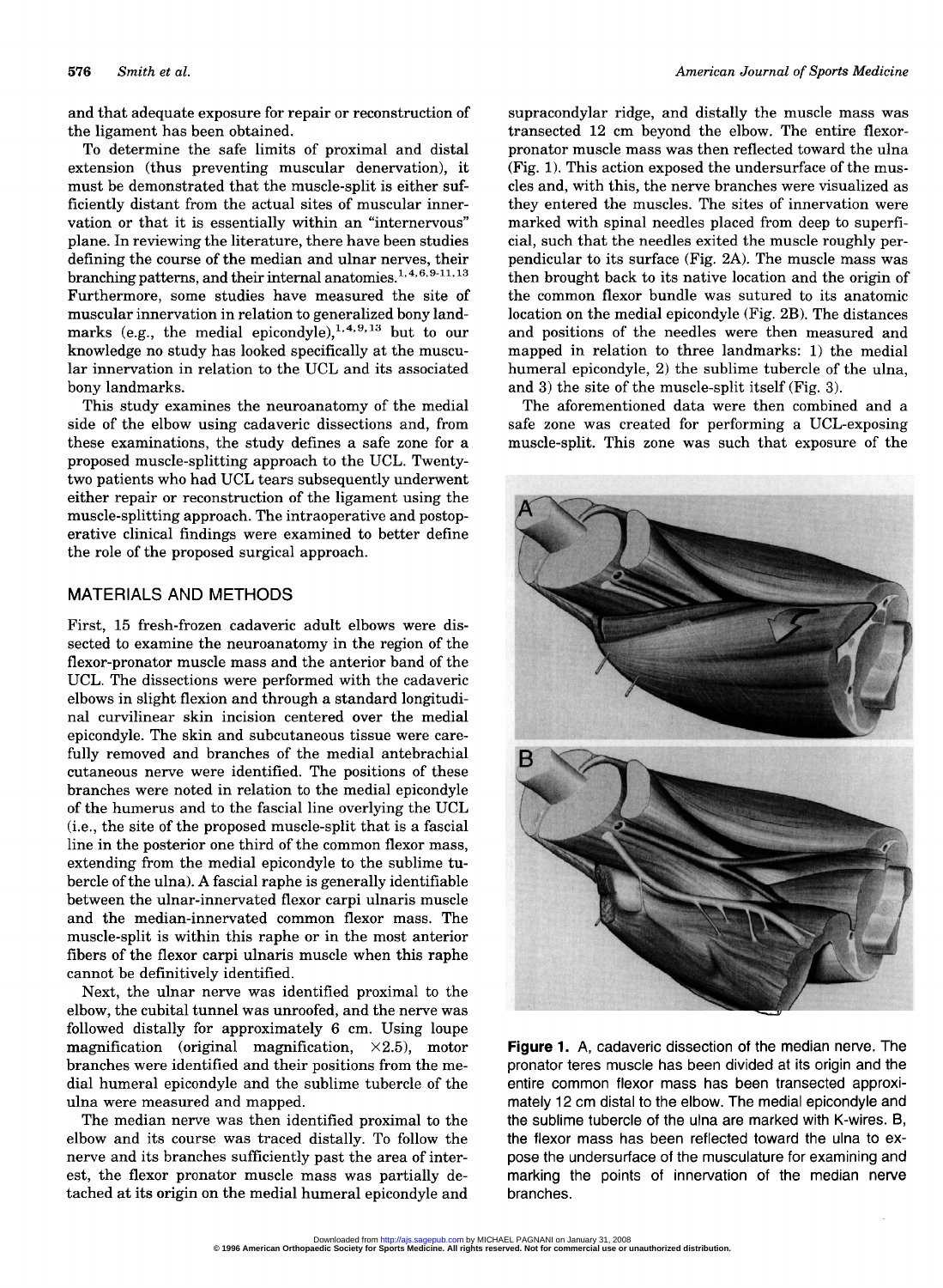and that adequate exposure for repair or reconstruction of the ligament has been obtained.

To determine the safe limits of proximal and distal extension (thus preventing muscular denervation), it must be demonstrated that the muscle-split is either sufficiently distant from the actual sites of muscular innervation or that it is essentially within an "internervous" plane. In reviewing the literature, there have been studies defining the course of the median and ulnar nerves, their branching patterns, and their internal anatomies.[1,4,6,9-11,13] Furthermore, some studies have measured the site of muscular innervation in relation to generalized bony landmarks (e.g., the medial epicondyle),[1,4,9,13] but to our knowledge no study has looked specifically at the muscular innervation in relation to the UCL and its associated bony landmarks.

This study examines the neuroanatomy of the medial side of the elbow using cadaveric dissections and, from these examinations, the study defines a safe zone for a proposed muscle-splitting approach to the UCL. Twenty-two patients who had UCL tears subsequently underwent either repair or reconstruction of the ligament using the muscle-splitting approach. The intraoperative and postoperative clinical findings were examined to better define the role of the proposed surgical approach.

## MATERIALS AND METHODS

First, 15 fresh-frozen cadaveric adult elbows were dissected to examine the neuroanatomy in the region of the flexor-pronator muscle mass and the anterior band of the UCL. The dissections were performed with the cadaveric elbows in slight flexion and through a standard longitudinal curvilinear skin incision centered over the medial epicondyle. The skin and subcutaneous tissue were carefully removed and branches of the medial antebrachial cutaneous nerve were identified. The positions of these branches were noted in relation to the medial epicondyle of the humerus and to the fascial line overlying the UCL (i.e., the site of the proposed muscle-split that is a fascial line in the posterior one third of the common flexor mass, extending from the medial epicondyle to the sublime tubercle of the ulna). A fascial raphe is generally identifiable between the ulnar-innervated flexor carpi ulnaris muscle and the median-innervated common flexor mass. The muscle-split is within this raphe or in the most anterior fibers of the flexor carpi ulnaris muscle when this raphe cannot be definitively identified.

Next, the ulnar nerve was identified proximal to the elbow, the cubital tunnel was unroofed, and the nerve was followed distally for approximately 6 cm. Using loupe magnification (original magnification, ×2.5), motor branches were identified and their positions from the medial humeral epicondyle and the sublime tubercle of the ulna were measured and mapped.

The median nerve was then identified proximal to the elbow and its course was traced distally. To follow the nerve and its branches sufficiently past the area of interest, the flexor pronator muscle mass was partially detached at its origin on the medial humeral epicondyle and supracondylar ridge, and distally the muscle mass was transected 12 cm beyond the elbow. The entire flexor-pronator muscle mass was then reflected toward the ulna (Fig. 1). This action exposed the undersurface of the muscles and, with this, the nerve branches were visualized as they entered the muscles. The sites of innervation were marked with spinal needles placed from deep to superficial, such that the needles exited the muscle roughly perpendicular to its surface (Fig. 2A). The muscle mass was then brought back to its native location and the origin of the common flexor bundle was sutured to its anatomic location on the medial epicondyle (Fig. 2B). The distances and positions of the needles were then measured and mapped in relation to three landmarks: 1) the medial humeral epicondyle, 2) the sublime tubercle of the ulna, and 3) the site of the muscle-split itself (Fig. 3).

The aforementioned data were then combined and a safe zone was created for performing a UCL-exposing muscle-split. This zone was such that exposure of the

**Figure 1.** A, cadaveric dissection of the median nerve. The pronator teres muscle has been divided at its origin and the entire common flexor mass has been transected approximately 12 cm distal to the elbow. The medial epicondyle and the sublime tubercle of the ulna are marked with K-wires. B, the flexor mass has been reflected toward the ulna to expose the undersurface of the musculature for examining and marking the points of innervation of the median nerve branches.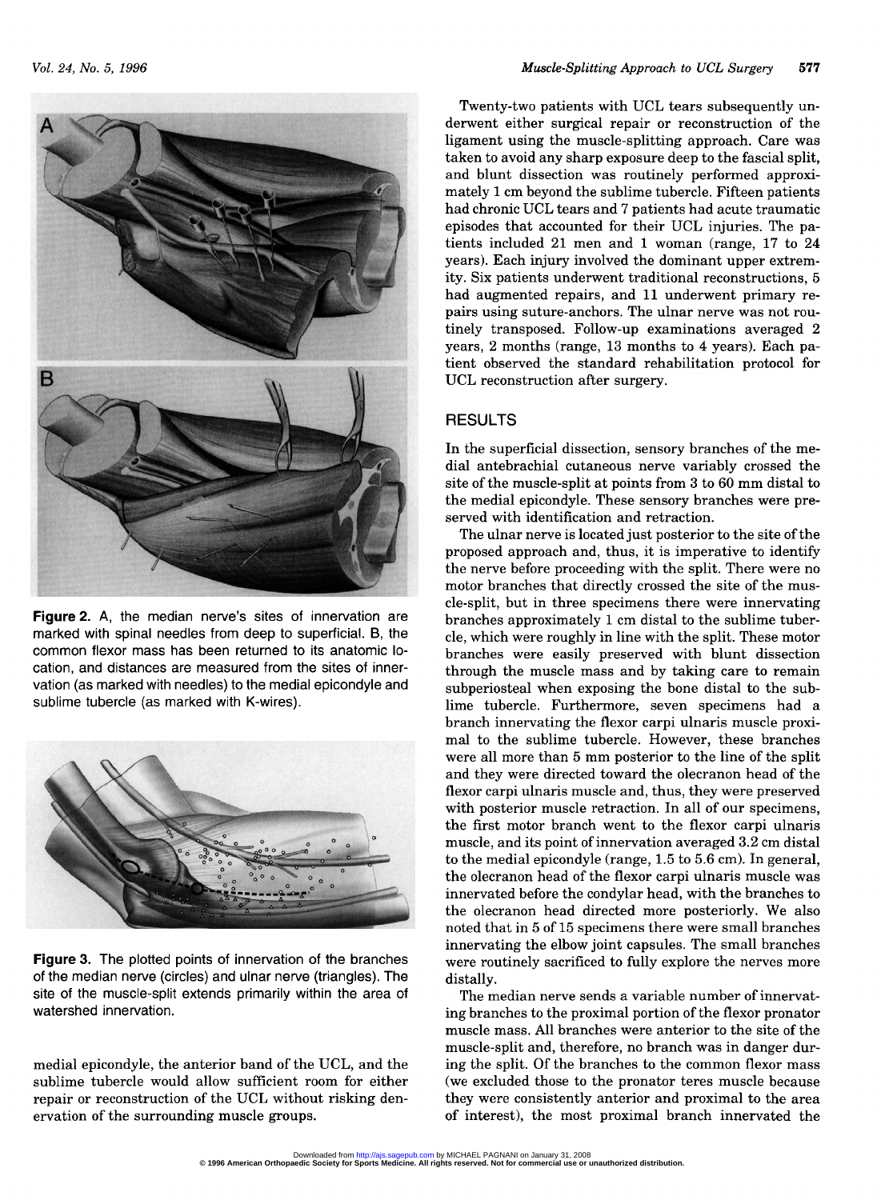**Figure 2.** A, the median nerve's sites of innervation are marked with spinal needles from deep to superficial. B, the common flexor mass has been returned to its anatomic location, and distances are measured from the sites of innervation (as marked with needles) to the medial epicondyle and sublime tubercle (as marked with K-wires).

**Figure 3.** The plotted points of innervation of the branches of the median nerve (circles) and ulnar nerve (triangles). The site of the muscle-split extends primarily within the area of watershed innervation.

medial epicondyle, the anterior band of the UCL, and the sublime tubercle would allow sufficient room for either repair or reconstruction of the UCL without risking denervation of the surrounding muscle groups.

Twenty-two patients with UCL tears subsequently underwent either surgical repair or reconstruction of the ligament using the muscle-splitting approach. Care was taken to avoid any sharp exposure deep to the fascial split, and blunt dissection was routinely performed approximately 1 cm beyond the sublime tubercle. Fifteen patients had chronic UCL tears and 7 patients had acute traumatic episodes that accounted for their UCL injuries. The patients included 21 men and 1 woman (range, 17 to 24 years). Each injury involved the dominant upper extremity. Six patients underwent traditional reconstructions, 5 had augmented repairs, and 11 underwent primary repairs using suture-anchors. The ulnar nerve was not routinely transposed. Follow-up examinations averaged 2 years, 2 months (range, 13 months to 4 years). Each patient observed the standard rehabilitation protocol for UCL reconstruction after surgery.

## RESULTS

In the superficial dissection, sensory branches of the medial antebrachial cutaneous nerve variably crossed the site of the muscle-split at points from 3 to 60 mm distal to the medial epicondyle. These sensory branches were preserved with identification and retraction.

The ulnar nerve is located just posterior to the site of the proposed approach and, thus, it is imperative to identify the nerve before proceeding with the split. There were no motor branches that directly crossed the site of the muscle-split, but in three specimens there were innervating branches approximately 1 cm distal to the sublime tubercle, which were roughly in line with the split. These motor branches were easily preserved with blunt dissection through the muscle mass and by taking care to remain subperiosteal when exposing the bone distal to the sublime tubercle. Furthermore, seven specimens had a branch innervating the flexor carpi ulnaris muscle proximal to the sublime tubercle. However, these branches were all more than 5 mm posterior to the line of the split and they were directed toward the olecranon head of the flexor carpi ulnaris muscle and, thus, they were preserved with posterior muscle retraction. In all of our specimens, the first motor branch went to the flexor carpi ulnaris muscle, and its point of innervation averaged 3.2 cm distal to the medial epicondyle (range, 1.5 to 5.6 cm). In general, the olecranon head of the flexor carpi ulnaris muscle was innervated before the condylar head, with the branches to the olecranon head directed more posteriorly. We also noted that in 5 of 15 specimens there were small branches innervating the elbow joint capsules. The small branches were routinely sacrificed to fully explore the nerves more distally.

The median nerve sends a variable number of innervating branches to the proximal portion of the flexor pronator muscle mass. All branches were anterior to the site of the muscle-split and, therefore, no branch was in danger during the split. Of the branches to the common flexor mass (we excluded those to the pronator teres muscle because they were consistently anterior and proximal to the area of interest), the most proximal branch innervated the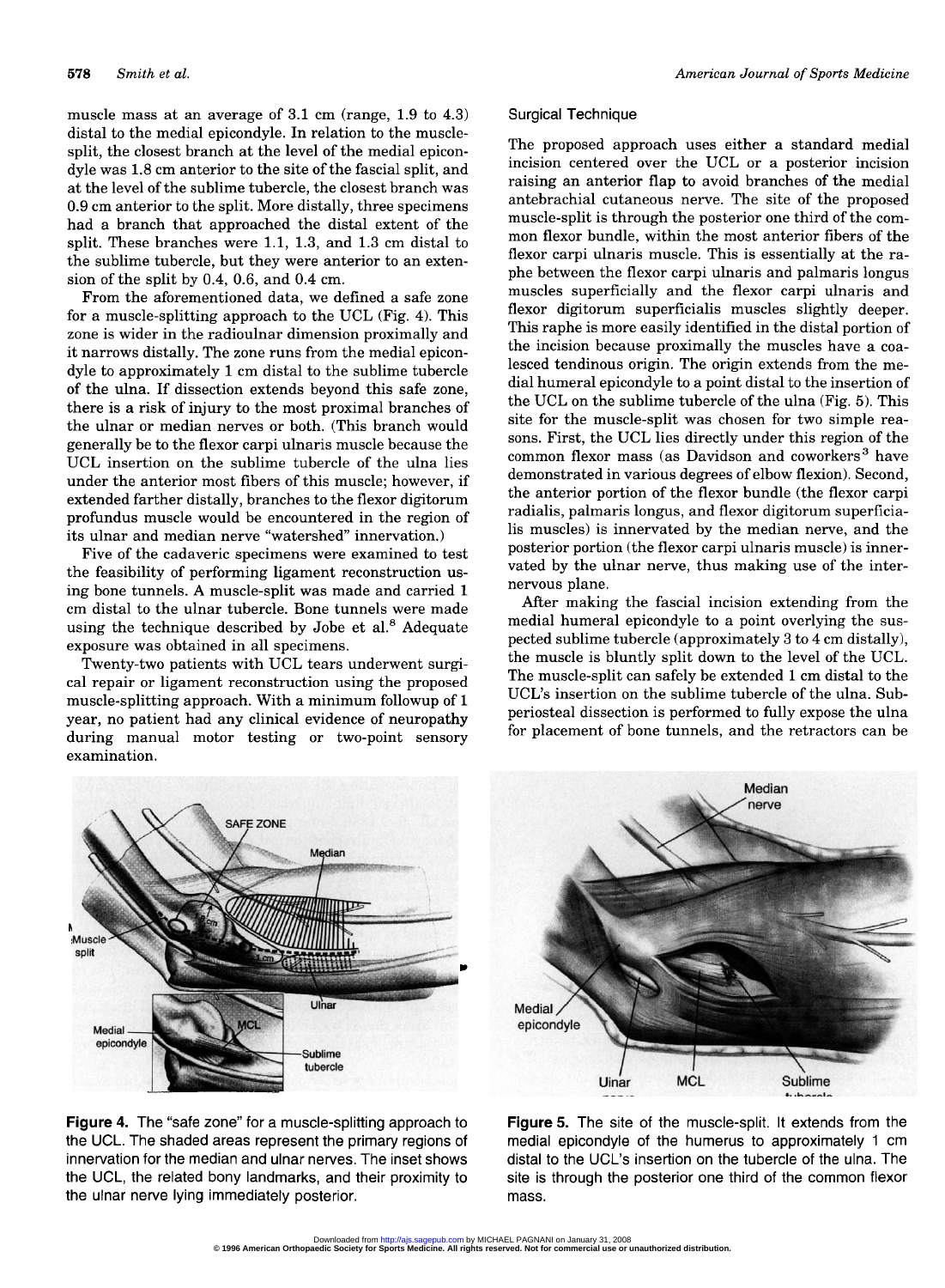muscle mass at an average of 3.1 cm (range, 1.9 to 4.3) distal to the medial epicondyle. In relation to the muscle-split, the closest branch at the level of the medial epicondyle was 1.8 cm anterior to the site of the fascial split, and at the level of the sublime tubercle, the closest branch was 0.9 cm anterior to the split. More distally, three specimens had a branch that approached the distal extent of the split. These branches were 1.1, 1.3, and 1.3 cm distal to the sublime tubercle, but they were anterior to an extension of the split by 0.4, 0.6, and 0.4 cm.

From the aforementioned data, we defined a safe zone for a muscle-splitting approach to the UCL (Fig. 4). This zone is wider in the radioulnar dimension proximally and it narrows distally. The zone runs from the medial epicondyle to approximately 1 cm distal to the sublime tubercle of the ulna. If dissection extends beyond this safe zone, there is a risk of injury to the most proximal branches of the ulnar or median nerves or both. (This branch would generally be to the flexor carpi ulnaris muscle because the UCL insertion on the sublime tubercle of the ulna lies under the anterior most fibers of this muscle; however, if extended farther distally, branches to the flexor digitorum profundus muscle would be encountered in the region of its ulnar and median nerve "watershed" innervation.)

Five of the cadaveric specimens were examined to test the feasibility of performing ligament reconstruction using bone tunnels. A muscle-split was made and carried 1 cm distal to the ulnar tubercle. Bone tunnels were made using the technique described by Jobe et al.[8] Adequate exposure was obtained in all specimens.

Twenty-two patients with UCL tears underwent surgical repair or ligament reconstruction using the proposed muscle-splitting approach. With a minimum followup of 1 year, no patient had any clinical evidence of neuropathy during manual motor testing or two-point sensory examination.

### Surgical Technique

The proposed approach uses either a standard medial incision centered over the UCL or a posterior incision raising an anterior flap to avoid branches of the medial antebrachial cutaneous nerve. The site of the proposed muscle-split is through the posterior one third of the common flexor bundle, within the most anterior fibers of the flexor carpi ulnaris muscle. This is essentially at the raphe between the flexor carpi ulnaris and palmaris longus muscles superficially and the flexor carpi ulnaris and flexor digitorum superficialis muscles slightly deeper. This raphe is more easily identified in the distal portion of the incision because proximally the muscles have a coalesced tendinous origin. The origin extends from the medial humeral epicondyle to a point distal to the insertion of the UCL on the sublime tubercle of the ulna (Fig. 5). This site for the muscle-split was chosen for two simple reasons. First, the UCL lies directly under this region of the common flexor mass (as Davidson and coworkers[3] have demonstrated in various degrees of elbow flexion). Second, the anterior portion of the flexor bundle (the flexor carpi radialis, palmaris longus, and flexor digitorum superficialis muscles) is innervated by the median nerve, and the posterior portion (the flexor carpi ulnaris muscle) is innervated by the ulnar nerve, thus making use of the internervous plane.

After making the fascial incision extending from the medial humeral epicondyle to a point overlying the suspected sublime tubercle (approximately 3 to 4 cm distally), the muscle is bluntly split down to the level of the UCL. The muscle-split can safely be extended 1 cm distal to the UCL's insertion on the sublime tubercle of the ulna. Subperiosteal dissection is performed to fully expose the ulna for placement of bone tunnels, and the retractors can be

**Figure 4.** The "safe zone" for a muscle-splitting approach to the UCL. The shaded areas represent the primary regions of innervation for the median and ulnar nerves. The inset shows the UCL, the related bony landmarks, and their proximity to the ulnar nerve lying immediately posterior.

**Figure 5.** The site of the muscle-split. It extends from the medial epicondyle of the humerus to approximately 1 cm distal to the UCL's insertion on the tubercle of the ulna. The site is through the posterior one third of the common flexor mass.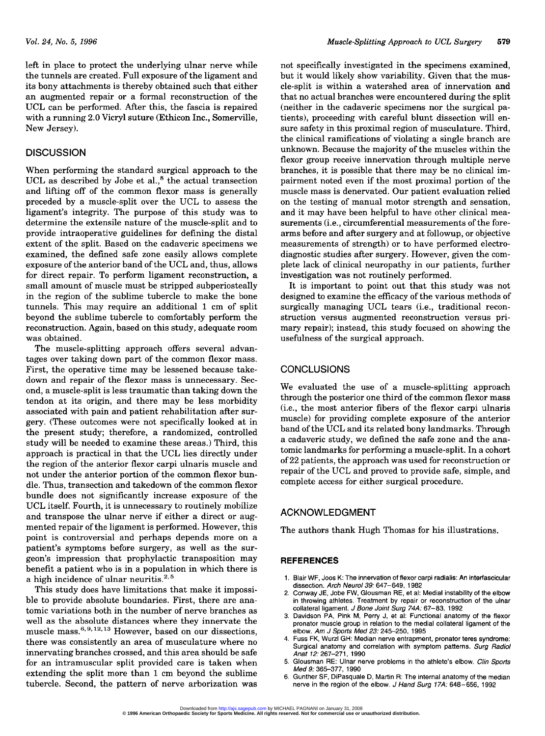left in place to protect the underlying ulnar nerve while the tunnels are created. Full exposure of the ligament and its bony attachments is thereby obtained such that either an augmented repair or a formal reconstruction of the UCL can be performed. After this, the fascia is repaired with a running 2.0 Vicryl suture (Ethicon Inc., Somerville, New Jersey).

## DISCUSSION

When performing the standard surgical approach to the UCL as described by Jobe et al.,[8] the actual transection and lifting off of the common flexor mass is generally preceded by a muscle-split over the UCL to assess the ligament's integrity. The purpose of this study was to determine the extensile nature of the muscle-split and to provide intraoperative guidelines for defining the distal extent of the split. Based on the cadaveric specimens we examined, the defined safe zone easily allows complete exposure of the anterior band of the UCL and, thus, allows for direct repair. To perform ligament reconstruction, a small amount of muscle must be stripped subperiosteally in the region of the sublime tubercle to make the bone tunnels. This may require an additional 1 cm of split beyond the sublime tubercle to comfortably perform the reconstruction. Again, based on this study, adequate room was obtained.

The muscle-splitting approach offers several advantages over taking down part of the common flexor mass. First, the operative time may be lessened because takedown and repair of the flexor mass is unnecessary. Second, a muscle-split is less traumatic than taking down the tendon at its origin, and there may be less morbidity associated with pain and patient rehabilitation after surgery. (These outcomes were not specifically looked at in the present study; therefore, a randomized, controlled study will be needed to examine these areas.) Third, this approach is practical in that the UCL lies directly under the region of the anterior flexor carpi ulnaris muscle and not under the anterior portion of the common flexor bundle. Thus, transection and takedown of the common flexor bundle does not significantly increase exposure of the UCL itself. Fourth, it is unnecessary to routinely mobilize and transpose the ulnar nerve if either a direct or augmented repair of the ligament is performed. However, this point is controversial and perhaps depends more on a patient's symptoms before surgery, as well as the surgeon's impression that prophylactic transposition may benefit a patient who is in a population in which there is a high incidence of ulnar neuritis.[2,5]

This study does have limitations that make it impossible to provide absolute boundaries. First, there are anatomic variations both in the number of nerve branches as well as the absolute distances where they innervate the muscle mass.[6,9,12,13] However, based on our dissections, there was consistently an area of musculature where no innervating branches crossed, and this area should be safe for an intramuscular split provided care is taken when extending the split more than 1 cm beyond the sublime tubercle. Second, the pattern of nerve arborization was not specifically investigated in the specimens examined, but it would likely show variability. Given that the muscle-split is within a watershed area of innervation and that no actual branches were encountered during the split (neither in the cadaveric specimens nor the surgical patients), proceeding with careful blunt dissection will ensure safety in this proximal region of musculature. Third, the clinical ramifications of violating a single branch are unknown. Because the majority of the muscles within the flexor group receive innervation through multiple nerve branches, it is possible that there may be no clinical impairment noted even if the most proximal portion of the muscle mass is denervated. Our patient evaluation relied on the testing of manual motor strength and sensation, and it may have been helpful to have other clinical measurements (i.e., circumferential measurements of the forearms before and after surgery and at followup, or objective measurements of strength) or to have performed electrodiagnostic studies after surgery. However, given the complete lack of clinical neuropathy in our patients, further investigation was not routinely performed.

It is important to point out that this study was not designed to examine the efficacy of the various methods of surgically managing UCL tears (i.e., traditional reconstruction versus augmented reconstruction versus primary repair); instead, this study focused on showing the usefulness of the surgical approach.

## CONCLUSIONS

We evaluated the use of a muscle-splitting approach through the posterior one third of the common flexor mass (i.e., the most anterior fibers of the flexor carpi ulnaris muscle) for providing complete exposure of the anterior band of the UCL and its related bony landmarks. Through a cadaveric study, we defined the safe zone and the anatomic landmarks for performing a muscle-split. In a cohort of 22 patients, the approach was used for reconstruction or repair of the UCL and proved to provide safe, simple, and complete access for either surgical procedure.

## ACKNOWLEDGMENT

The authors thank Hugh Thomas for his illustrations.

### REFERENCES

1. Blair WF, Joos K: The innervation of flexor carpi radialis: An interfascicular dissection. *Arch Neurol 39:* 647–649, 1982
2. Conway JE, Jobe FW, Glousman RE, et al: Medial instability of the elbow in throwing athletes. Treatment by repair or reconstruction of the ulnar collateral ligament. *J Bone Joint Surg 74A:* 67–83, 1992
3. Davidson PA, Pink M, Perry J, et al: Functional anatomy of the flexor pronator muscle group in relation to the medial collateral ligament of the elbow. *Am J Sports Med 23:* 245–250, 1995
4. Fuss FK, Wurzl GH: Median nerve entrapment, pronator teres syndrome: Surgical anatomy and correlation with symptom patterns. *Surg Radiol Anat 12:* 267–271, 1990
5. Glousman RE: Ulnar nerve problems in the athlete's elbow. *Clin Sports Med 9:* 365–377, 1990
6. Gunther SF, DiPasquale D, Martin R: The internal anatomy of the median nerve in the region of the elbow. *J Hand Surg 17A:* 648–656, 1992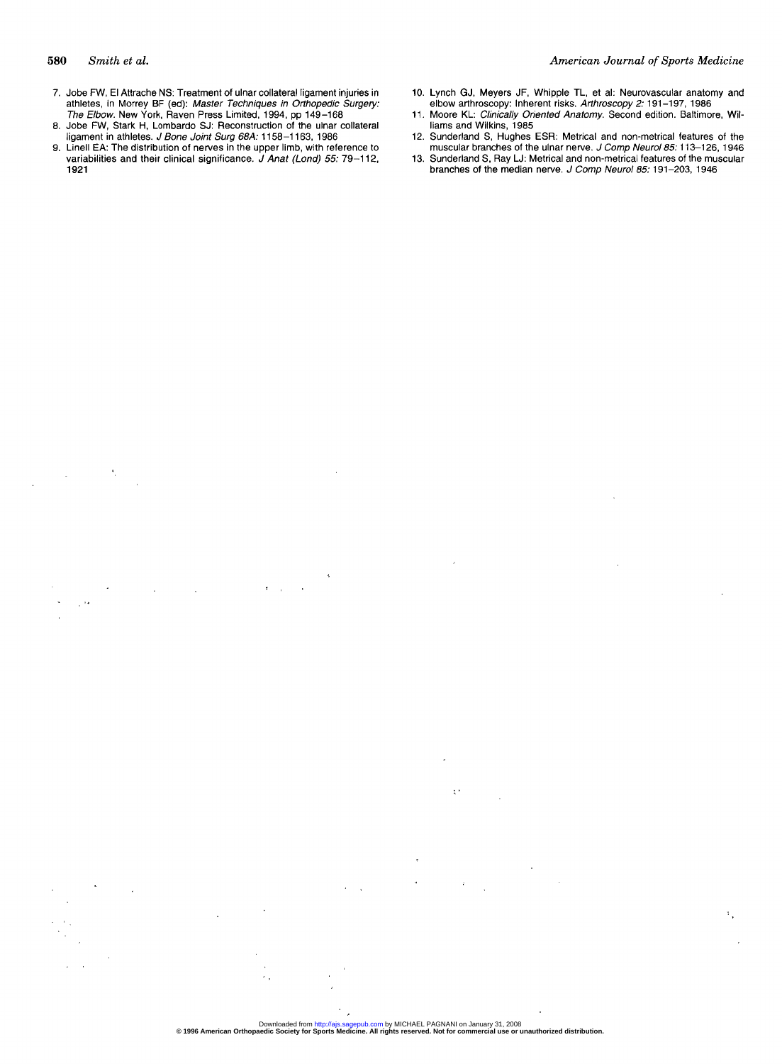7. Jobe FW, El Attrache NS: Treatment of ulnar collateral ligament injuries in athletes, in Morrey BF (ed): *Master Techniques in Orthopedic Surgery: The Elbow*. New York, Raven Press Limited, 1994, pp 149–168
8. Jobe FW, Stark H, Lombardo SJ: Reconstruction of the ulnar collateral ligament in athletes. *J Bone Joint Surg 68A:* 1158–1163, 1986
9. Linell EA: The distribution of nerves in the upper limb, with reference to variabilities and their clinical significance. *J Anat (Lond) 55:* 79–112, 1921
10. Lynch GJ, Meyers JF, Whipple TL, et al: Neurovascular anatomy and elbow arthroscopy: Inherent risks. *Arthroscopy 2:* 191–197, 1986
11. Moore KL: *Clinically Oriented Anatomy*. Second edition. Baltimore, Williams and Wilkins, 1985
12. Sunderland S, Hughes ESR: Metrical and non-metrical features of the muscular branches of the ulnar nerve. *J Comp Neurol 85:* 113–126, 1946
13. Sunderland S, Ray LJ: Metrical and non-metrical features of the muscular branches of the median nerve. *J Comp Neurol 85:* 191–203, 1946